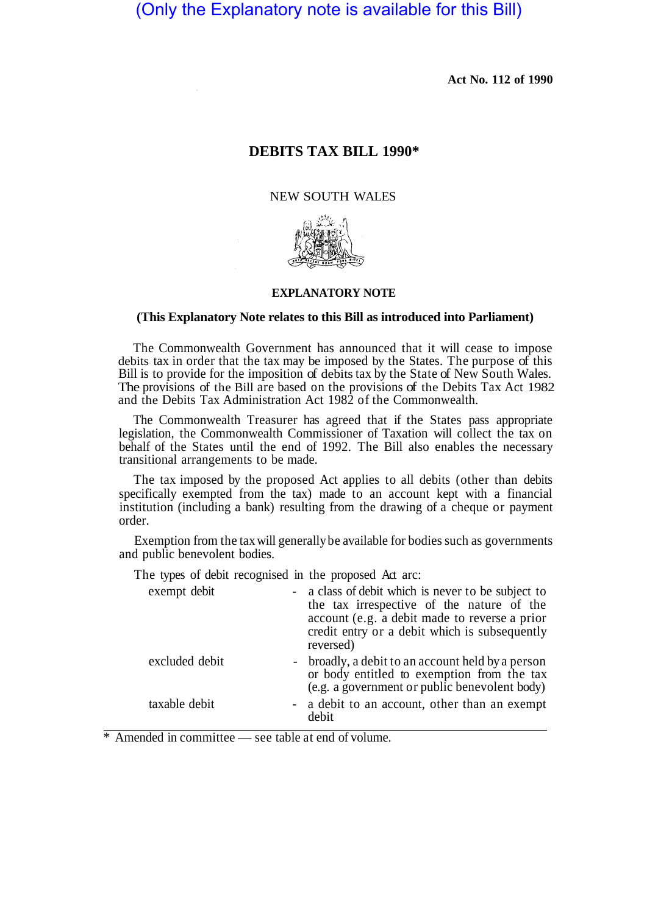(Only the Explanatory note is available for this Bill)

**Act No. 112 of 1990**

# DEBITS TAX BILL 1990*

NEW SOUTH WALES

## EXPLANATORY NOTE

**(This Explanatory Note relates to this Bill as introduced into Parliament)**

The Commonwealth Government has announced that it will cease to impose debits tax in order that the tax may be imposed by the States. The purpose of this Bill is to provide for the imposition of debits tax by the State of New South Wales. The provisions of the Bill are based on the provisions of the Debits Tax Act 1982 and the Debits Tax Administration Act 1982 of the Commonwealth.

The Commonwealth Treasurer has agreed that if the States pass appropriate legislation, the Commonwealth Commissioner of Taxation will collect the tax on behalf of the States until the end of 1992. The Bill also enables the necessary transitional arrangements to be made.

The tax imposed by the proposed Act applies to all debits (other than debits specifically exempted from the tax) made to an account kept with a financial institution (including a bank) resulting from the drawing of a cheque or payment order.

Exemption from the tax will generally be available for bodies such as governments and public benevolent bodies.

The types of debit recognised in the proposed Act arc:

| | |
|---|---|
| exempt debit | - a class of debit which is never to be subject to the tax irrespective of the nature of the account (e.g. a debit made to reverse a prior credit entry or a debit which is subsequently reversed) |
| excluded debit | - broadly, a debit to an account held by a person or body entitled to exemption from the tax (e.g. a government or public benevolent body) |
| taxable debit | - a debit to an account, other than an exempt debit |

\* Amended in committee — see table at end of volume.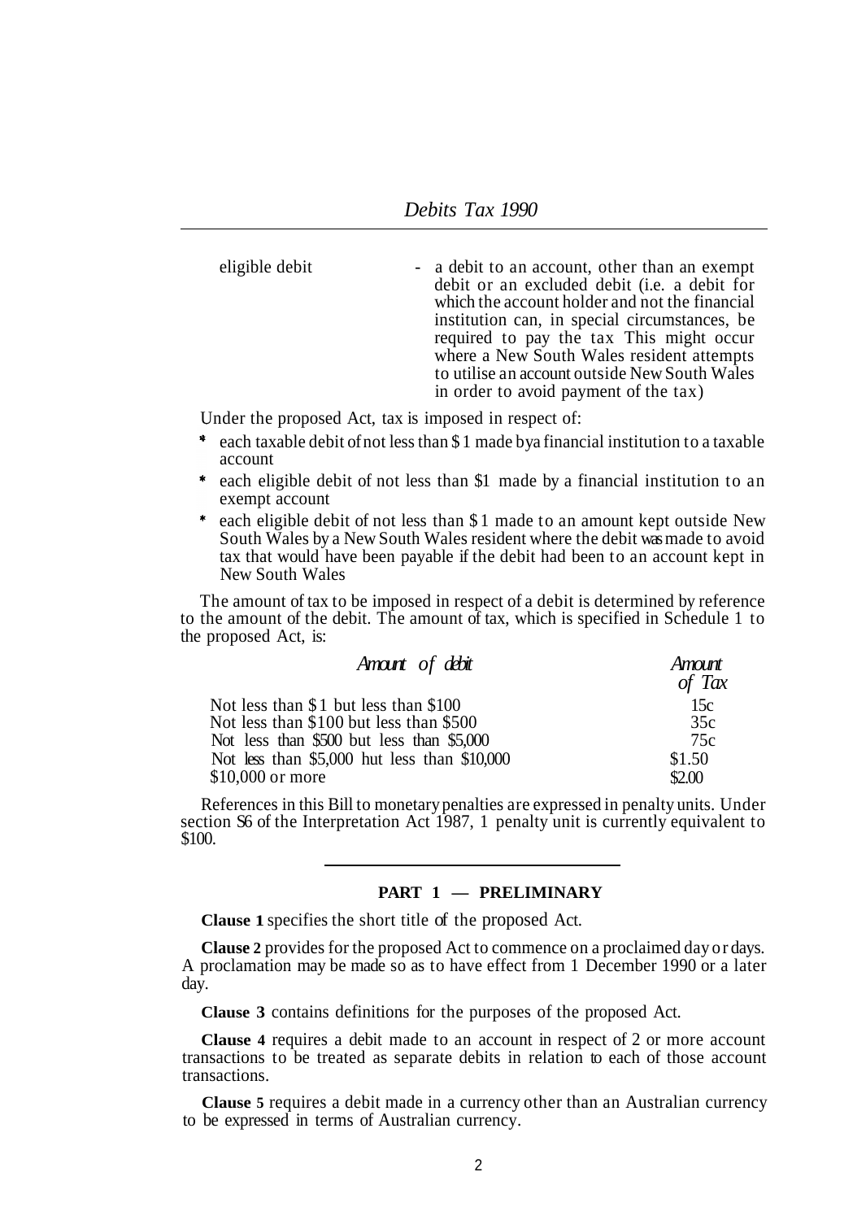| | |
|---|---|
| eligible debit | - a debit to an account, other than an exempt debit or an excluded debit (i.e. a debit for which the account holder and not the financial institution can, in special circumstances, be required to pay the tax This might occur where a New South Wales resident attempts to utilise an account outside New South Wales in order to avoid payment of the tax) |

Under the proposed Act, tax is imposed in respect of:

- each taxable debit of not less than $1 made bya financial institution to a taxable account
- each eligible debit of not less than $1 made by a financial institution to an exempt account
- each eligible debit of not less than $1 made to an amount kept outside New South Wales by a New South Wales resident where the debit was made to avoid tax that would have been payable if the debit had been to an account kept in New South Wales

The amount of tax to be imposed in respect of a debit is determined by reference to the amount of the debit. The amount of tax, which is specified in Schedule 1 to the proposed Act, is:

| *Amount of debit* | *Amount of Tax* |
|---|---|
| Not less than $1 but less than $100 | 15c |
| Not less than $100 but less than $500 | 35c |
| Not less than $500 but less than $5,000 | 75c |
| Not less than $5,000 hut less than $10,000 | $1.50 |
| $10,000 or more | $2.00 |

References in this Bill to monetary penalties are expressed in penalty units. Under section S6 of the Interpretation Act 1987, 1 penalty unit is currently equivalent to $100.

---

## PART 1 — PRELIMINARY

**Clause 1** specifies the short title of the proposed Act.

**Clause 2** provides for the proposed Act to commence on a proclaimed day or days. A proclamation may be made so as to have effect from 1 December 1990 or a later day.

**Clause 3** contains definitions for the purposes of the proposed Act.

**Clause 4** requires a debit made to an account in respect of 2 or more account transactions to be treated as separate debits in relation to each of those account transactions.

**Clause 5** requires a debit made in a currency other than an Australian currency to be expressed in terms of Australian currency.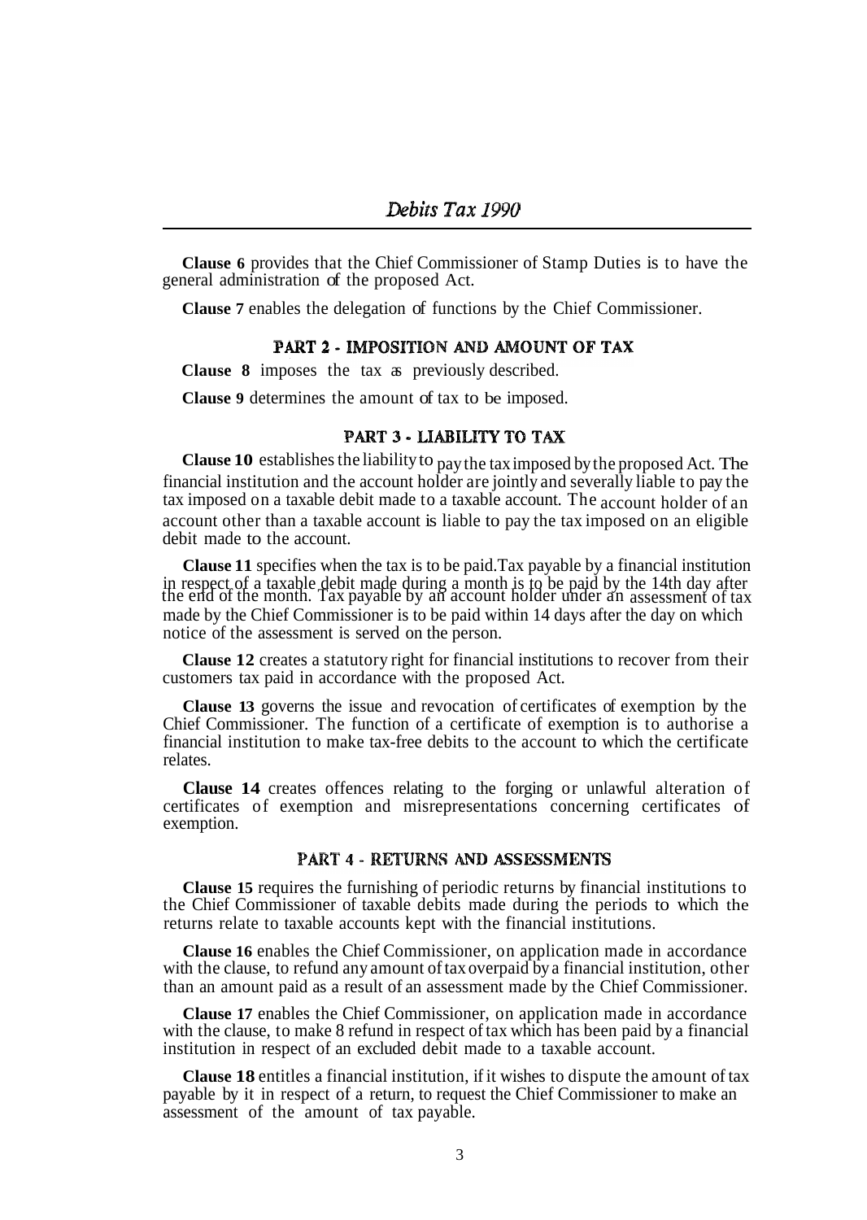**Clause 6** provides that the Chief Commissioner of Stamp Duties is to have the general administration of the proposed Act.

**Clause 7** enables the delegation of functions by the Chief Commissioner.

## PART 2 - IMPOSITION AND AMOUNT OF TAX

**Clause 8** imposes the tax as previously described.

**Clause 9** determines the amount of tax to be imposed.

## PART 3 - LIABILITY TO TAX

**Clause 10** establishes the liability to pay the tax imposed by the proposed Act. The financial institution and the account holder are jointly and severally liable to pay the tax imposed on a taxable debit made to a taxable account. The account holder of an account other than a taxable account is liable to pay the tax imposed on an eligible debit made to the account.

**Clause 11** specifies when the tax is to be paid.Tax payable by a financial institution in respect of a taxable debit made during a month is to be paid by the 14th day after the end of the month. Tax payable by an account holder under an assessment of tax made by the Chief Commissioner is to be paid within 14 days after the day on which notice of the assessment is served on the person.

**Clause 12** creates a statutory right for financial institutions to recover from their customers tax paid in accordance with the proposed Act.

**Clause 13** governs the issue and revocation of certificates of exemption by the Chief Commissioner. The function of a certificate of exemption is to authorise a financial institution to make tax-free debits to the account to which the certificate relates.

**Clause 14** creates offences relating to the forging or unlawful alteration of certificates of exemption and misrepresentations concerning certificates of exemption.

## PART 4 - RETURNS AND ASSESSMENTS

**Clause 15** requires the furnishing of periodic returns by financial institutions to the Chief Commissioner of taxable debits made during the periods to which the returns relate to taxable accounts kept with the financial institutions.

**Clause 16** enables the Chief Commissioner, on application made in accordance with the clause, to refund any amount of tax overpaid by a financial institution, other than an amount paid as a result of an assessment made by the Chief Commissioner.

**Clause 17** enables the Chief Commissioner, on application made in accordance with the clause, to make 8 refund in respect of tax which has been paid by a financial institution in respect of an excluded debit made to a taxable account.

**Clause 18** entitles a financial institution, if it wishes to dispute the amount of tax payable by it in respect of a return, to request the Chief Commissioner to make an assessment of the amount of tax payable.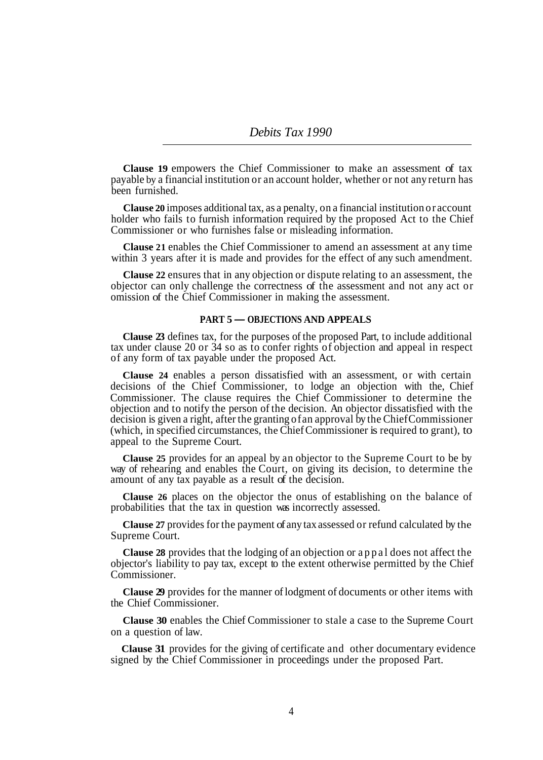**Clause 19** empowers the Chief Commissioner to make an assessment of tax payable by a financial institution or an account holder, whether or not any return has been furnished.

**Clause 20** imposes additional tax, as a penalty, on a financial institution or account holder who fails to furnish information required by the proposed Act to the Chief Commissioner or who furnishes false or misleading information.

**Clause 21** enables the Chief Commissioner to amend an assessment at any time within 3 years after it is made and provides for the effect of any such amendment.

**Clause 22** ensures that in any objection or dispute relating to an assessment, the objector can only challenge the correctness of the assessment and not any act or omission of the Chief Commissioner in making the assessment.

## PART 5 — OBJECTIONS AND APPEALS

**Clause 23** defines tax, for the purposes of the proposed Part, to include additional tax under clause 20 or 34 so as to confer rights of objection and appeal in respect of any form of tax payable under the proposed Act.

**Clause 24** enables a person dissatisfied with an assessment, or with certain decisions of the Chief Commissioner, to lodge an objection with the, Chief Commissioner. The clause requires the Chief Commissioner to determine the objection and to notify the person of the decision. An objector dissatisfied with the decision is given a right, after the granting of an approval by the Chief Commissioner (which, in specified circumstances, the Chief Commissioner is required to grant), to appeal to the Supreme Court.

**Clause 25** provides for an appeal by an objector to the Supreme Court to be by way of rehearing and enables the Court, on giving its decision, to determine the amount of any tax payable as a result of the decision.

**Clause 26** places on the objector the onus of establishing on the balance of probabilities that the tax in question was incorrectly assessed.

**Clause 27** provides for the payment of any tax assessed or refund calculated by the Supreme Court.

**Clause 28** provides that the lodging of an objection or appal does not affect the objector's liability to pay tax, except to the extent otherwise permitted by the Chief Commissioner.

**Clause 29** provides for the manner of lodgment of documents or other items with the Chief Commissioner.

**Clause 30** enables the Chief Commissioner to stale a case to the Supreme Court on a question of law.

**Clause 31** provides for the giving of certificate and other documentary evidence signed by the Chief Commissioner in proceedings under the proposed Part.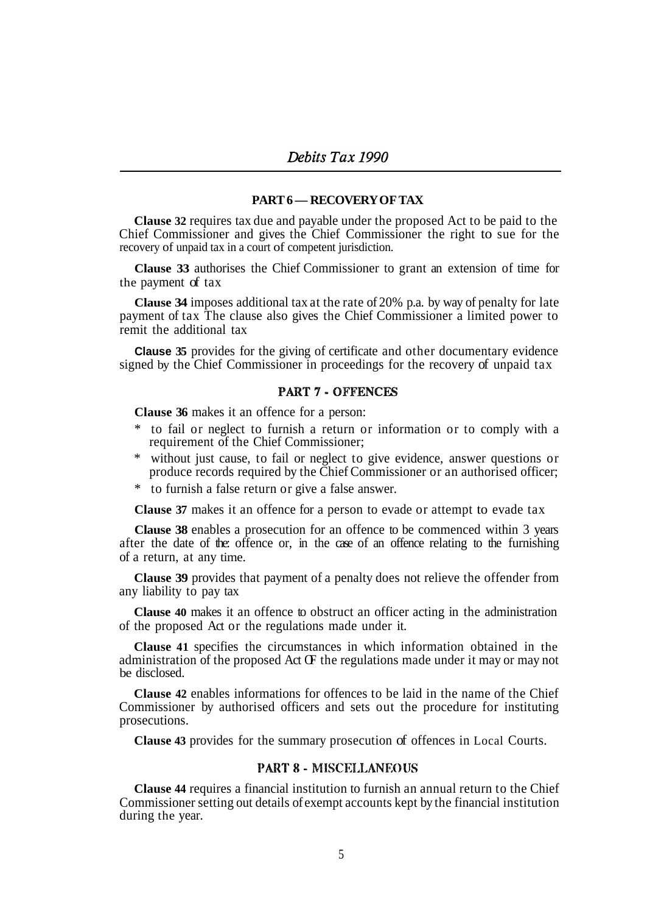## PART 6 — RECOVERY OF TAX

**Clause 32** requires tax due and payable under the proposed Act to be paid to the Chief Commissioner and gives the Chief Commissioner the right to sue for the recovery of unpaid tax in a court of competent jurisdiction.

**Clause 33** authorises the Chief Commissioner to grant an extension of time for the payment of tax

**Clause 34** imposes additional tax at the rate of 20% p.a. by way of penalty for late payment of tax The clause also gives the Chief Commissioner a limited power to remit the additional tax

**Clause 35** provides for the giving of certificate and other documentary evidence signed by the Chief Commissioner in proceedings for the recovery of unpaid tax

## PART 7 - OFFENCES

**Clause 36** makes it an offence for a person:

* to fail or neglect to furnish a return or information or to comply with a requirement of the Chief Commissioner;
* without just cause, to fail or neglect to give evidence, answer questions or produce records required by the Chief Commissioner or an authorised officer;
* to furnish a false return or give a false answer.

**Clause 37** makes it an offence for a person to evade or attempt to evade tax

**Clause 38** enables a prosecution for an offence to be commenced within 3 years after the date of the: offence or, in the case of an offence relating to the furnishing of a return, at any time.

**Clause 39** provides that payment of a penalty does not relieve the offender from any liability to pay tax

**Clause 40** makes it an offence to obstruct an officer acting in the administration of the proposed Act or the regulations made under it.

**Clause 41** specifies the circumstances in which information obtained in the administration of the proposed Act OF the regulations made under it may or may not be disclosed.

**Clause 42** enables informations for offences to be laid in the name of the Chief Commissioner by authorised officers and sets out the procedure for instituting prosecutions.

**Clause 43** provides for the summary prosecution of offences in Local Courts.

## PART 8 - MISCELLANEOUS

**Clause 44** requires a financial institution to furnish an annual return to the Chief Commissioner setting out details of exempt accounts kept by the financial institution during the year.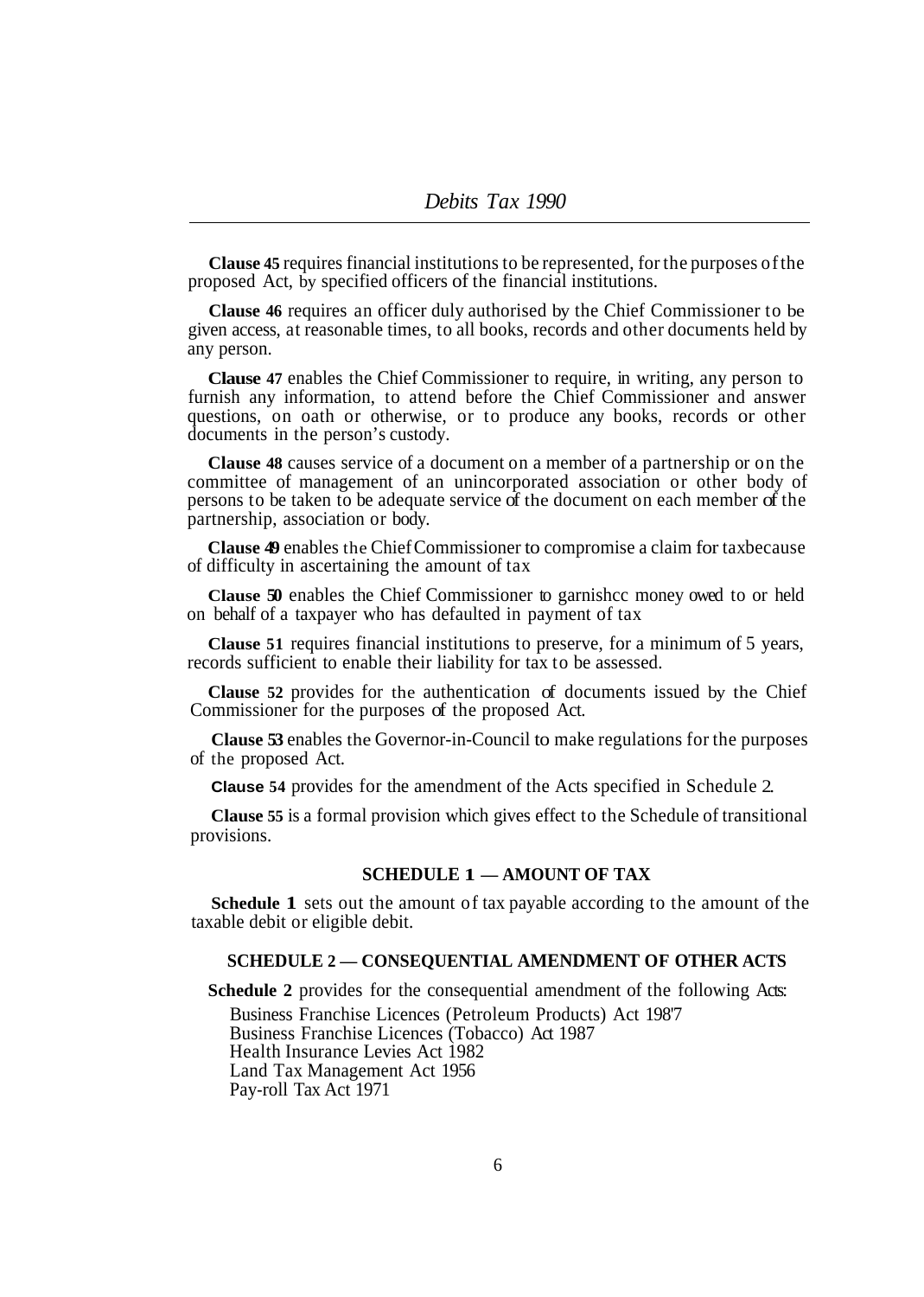**Clause 45** requires financial institutions to be represented, for the purposes of the proposed Act, by specified officers of the financial institutions.

**Clause 46** requires an officer duly authorised by the Chief Commissioner to be given access, at reasonable times, to all books, records and other documents held by any person.

**Clause 47** enables the Chief Commissioner to require, in writing, any person to furnish any information, to attend before the Chief Commissioner and answer questions, on oath or otherwise, or to produce any books, records or other documents in the person's custody.

**Clause 48** causes service of a document on a member of a partnership or on the committee of management of an unincorporated association or other body of persons to be taken to be adequate service of the document on each member of the partnership, association or body.

**Clause 49** enables the Chief Commissioner to compromise a claim for taxbecause of difficulty in ascertaining the amount of tax

**Clause 50** enables the Chief Commissioner to garnishcc money owed to or held on behalf of a taxpayer who has defaulted in payment of tax

**Clause 51** requires financial institutions to preserve, for a minimum of 5 years, records sufficient to enable their liability for tax to be assessed.

**Clause 52** provides for the authentication of documents issued by the Chief Commissioner for the purposes of the proposed Act.

**Clause 53** enables the Governor-in-Council to make regulations for the purposes of the proposed Act.

**Clause 54** provides for the amendment of the Acts specified in Schedule 2.

**Clause 55** is a formal provision which gives effect to the Schedule of transitional provisions.

## SCHEDULE 1 — AMOUNT OF TAX

**Schedule 1** sets out the amount of tax payable according to the amount of the taxable debit or eligible debit.

## SCHEDULE 2 — CONSEQUENTIAL AMENDMENT OF OTHER ACTS

**Schedule 2** provides for the consequential amendment of the following Acts:

Business Franchise Licences (Petroleum Products) Act 198'7
Business Franchise Licences (Tobacco) Act 1987
Health Insurance Levies Act 1982
Land Tax Management Act 1956
Pay-roll Tax Act 1971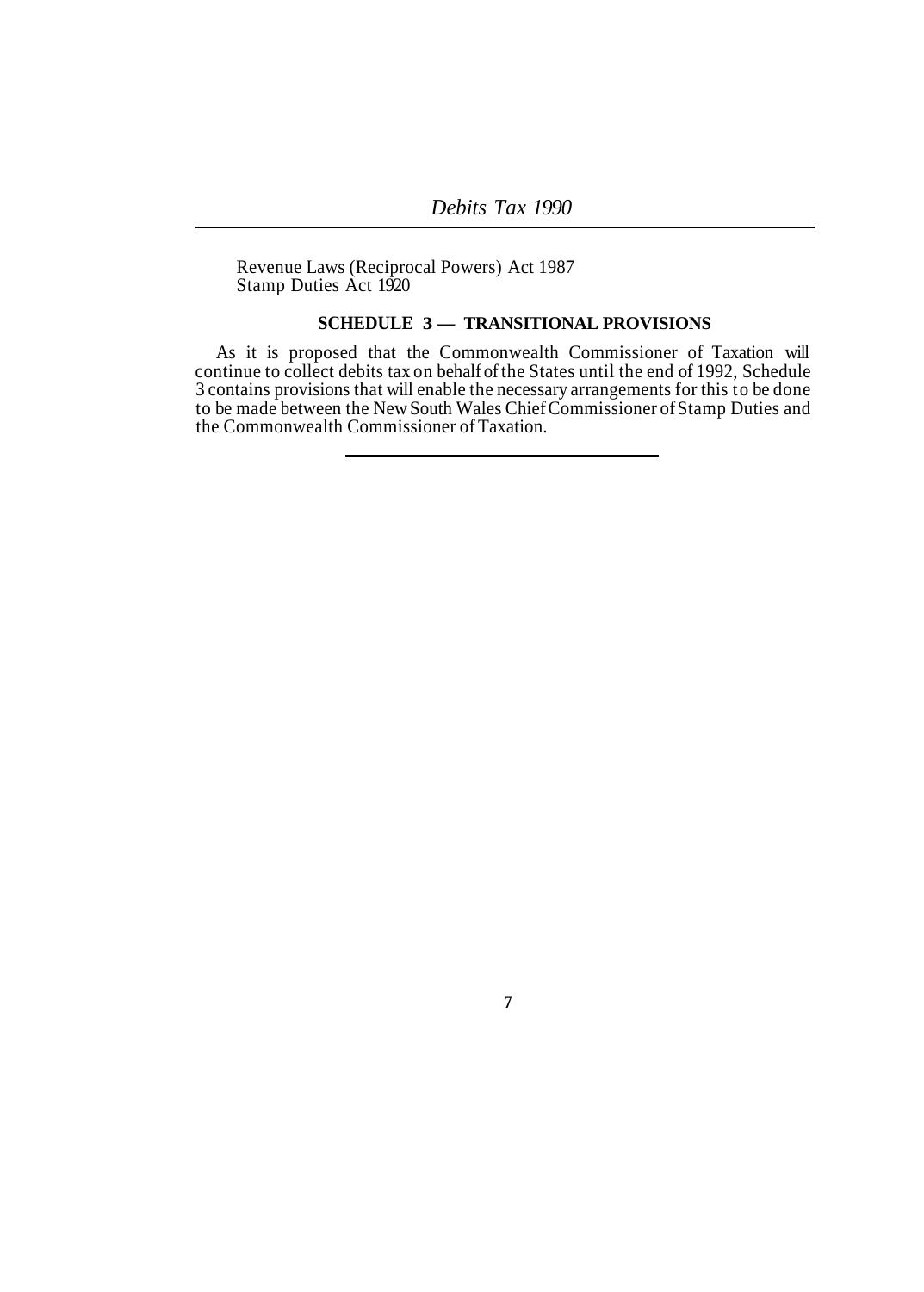Revenue Laws (Reciprocal Powers) Act 1987
Stamp Duties Act 1920

## SCHEDULE 3 — TRANSITIONAL PROVISIONS

As it is proposed that the Commonwealth Commissioner of Taxation will continue to collect debits tax on behalf of the States until the end of 1992, Schedule 3 contains provisions that will enable the necessary arrangements for this to be done to be made between the New South Wales Chief Commissioner of Stamp Duties and the Commonwealth Commissioner of Taxation.